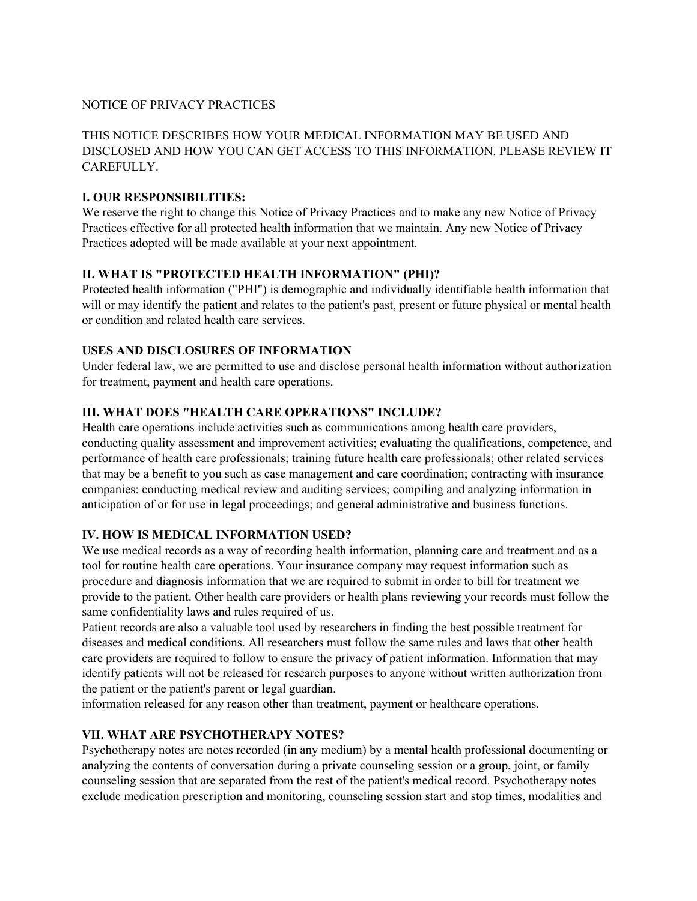NOTICE OF PRIVACY PRACTICES

THIS NOTICE DESCRIBES HOW YOUR MEDICAL INFORMATION MAY BE USED AND DISCLOSED AND HOW YOU CAN GET ACCESS TO THIS INFORMATION. PLEASE REVIEW IT CAREFULLY.

## I. OUR RESPONSIBILITIES:

We reserve the right to change this Notice of Privacy Practices and to make any new Notice of Privacy Practices effective for all protected health information that we maintain. Any new Notice of Privacy Practices adopted will be made available at your next appointment.

## II. WHAT IS "PROTECTED HEALTH INFORMATION" (PHI)?

Protected health information ("PHI") is demographic and individually identifiable health information that will or may identify the patient and relates to the patient's past, present or future physical or mental health or condition and related health care services.

## USES AND DISCLOSURES OF INFORMATION

Under federal law, we are permitted to use and disclose personal health information without authorization for treatment, payment and health care operations.

## III. WHAT DOES "HEALTH CARE OPERATIONS" INCLUDE?

Health care operations include activities such as communications among health care providers, conducting quality assessment and improvement activities; evaluating the qualifications, competence, and performance of health care professionals; training future health care professionals; other related services that may be a benefit to you such as case management and care coordination; contracting with insurance companies: conducting medical review and auditing services; compiling and analyzing information in anticipation of or for use in legal proceedings; and general administrative and business functions.

## IV. HOW IS MEDICAL INFORMATION USED?

We use medical records as a way of recording health information, planning care and treatment and as a tool for routine health care operations. Your insurance company may request information such as procedure and diagnosis information that we are required to submit in order to bill for treatment we provide to the patient. Other health care providers or health plans reviewing your records must follow the same confidentiality laws and rules required of us.

Patient records are also a valuable tool used by researchers in finding the best possible treatment for diseases and medical conditions. All researchers must follow the same rules and laws that other health care providers are required to follow to ensure the privacy of patient information. Information that may identify patients will not be released for research purposes to anyone without written authorization from the patient or the patient's parent or legal guardian.

information released for any reason other than treatment, payment or healthcare operations.

## VII. WHAT ARE PSYCHOTHERAPY NOTES?

Psychotherapy notes are notes recorded (in any medium) by a mental health professional documenting or analyzing the contents of conversation during a private counseling session or a group, joint, or family counseling session that are separated from the rest of the patient's medical record. Psychotherapy notes exclude medication prescription and monitoring, counseling session start and stop times, modalities and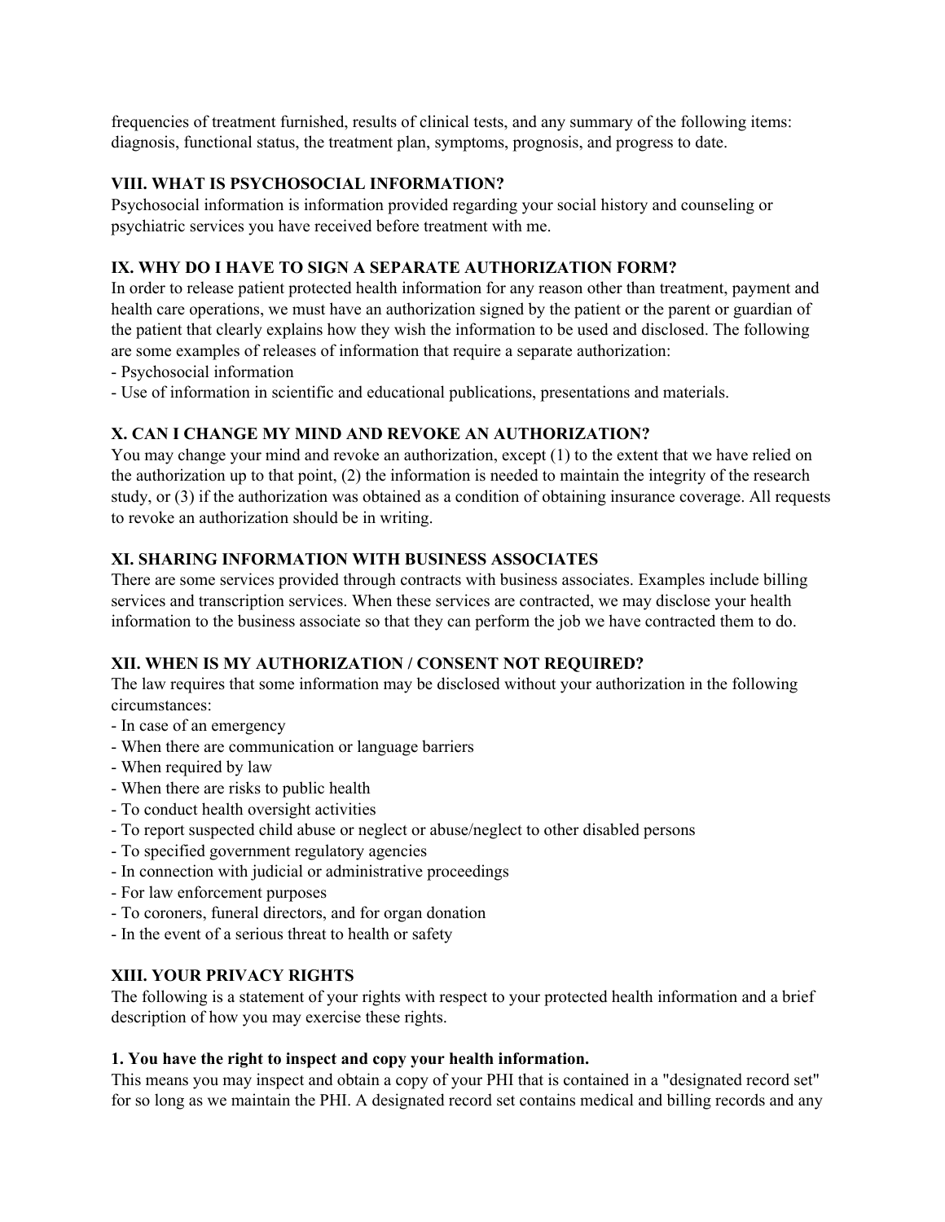frequencies of treatment furnished, results of clinical tests, and any summary of the following items: diagnosis, functional status, the treatment plan, symptoms, prognosis, and progress to date.

## VIII. WHAT IS PSYCHOSOCIAL INFORMATION?

Psychosocial information is information provided regarding your social history and counseling or psychiatric services you have received before treatment with me.

## IX. WHY DO I HAVE TO SIGN A SEPARATE AUTHORIZATION FORM?

In order to release patient protected health information for any reason other than treatment, payment and health care operations, we must have an authorization signed by the patient or the parent or guardian of the patient that clearly explains how they wish the information to be used and disclosed. The following are some examples of releases of information that require a separate authorization:

- Psychosocial information
- Use of information in scientific and educational publications, presentations and materials.

## X. CAN I CHANGE MY MIND AND REVOKE AN AUTHORIZATION?

You may change your mind and revoke an authorization, except (1) to the extent that we have relied on the authorization up to that point, (2) the information is needed to maintain the integrity of the research study, or (3) if the authorization was obtained as a condition of obtaining insurance coverage. All requests to revoke an authorization should be in writing.

## XI. SHARING INFORMATION WITH BUSINESS ASSOCIATES

There are some services provided through contracts with business associates. Examples include billing services and transcription services. When these services are contracted, we may disclose your health information to the business associate so that they can perform the job we have contracted them to do.

## XII. WHEN IS MY AUTHORIZATION / CONSENT NOT REQUIRED?

The law requires that some information may be disclosed without your authorization in the following circumstances:

- In case of an emergency
- When there are communication or language barriers
- When required by law
- When there are risks to public health
- To conduct health oversight activities
- To report suspected child abuse or neglect or abuse/neglect to other disabled persons
- To specified government regulatory agencies
- In connection with judicial or administrative proceedings
- For law enforcement purposes
- To coroners, funeral directors, and for organ donation
- In the event of a serious threat to health or safety

## XIII. YOUR PRIVACY RIGHTS

The following is a statement of your rights with respect to your protected health information and a brief description of how you may exercise these rights.

### 1. You have the right to inspect and copy your health information.

This means you may inspect and obtain a copy of your PHI that is contained in a "designated record set" for so long as we maintain the PHI. A designated record set contains medical and billing records and any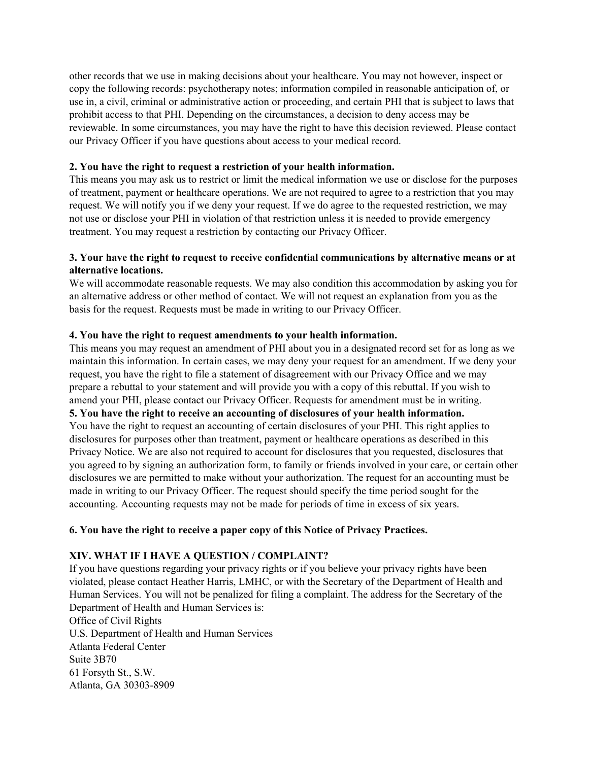other records that we use in making decisions about your healthcare. You may not however, inspect or copy the following records: psychotherapy notes; information compiled in reasonable anticipation of, or use in, a civil, criminal or administrative action or proceeding, and certain PHI that is subject to laws that prohibit access to that PHI. Depending on the circumstances, a decision to deny access may be reviewable. In some circumstances, you may have the right to have this decision reviewed. Please contact our Privacy Officer if you have questions about access to your medical record.

**2. You have the right to request a restriction of your health information.**
This means you may ask us to restrict or limit the medical information we use or disclose for the purposes of treatment, payment or healthcare operations. We are not required to agree to a restriction that you may request. We will notify you if we deny your request. If we do agree to the requested restriction, we may not use or disclose your PHI in violation of that restriction unless it is needed to provide emergency treatment. You may request a restriction by contacting our Privacy Officer.

**3. Your have the right to request to receive confidential communications by alternative means or at alternative locations.**
We will accommodate reasonable requests. We may also condition this accommodation by asking you for an alternative address or other method of contact. We will not request an explanation from you as the basis for the request. Requests must be made in writing to our Privacy Officer.

**4. You have the right to request amendments to your health information.**
This means you may request an amendment of PHI about you in a designated record set for as long as we maintain this information. In certain cases, we may deny your request for an amendment. If we deny your request, you have the right to file a statement of disagreement with our Privacy Office and we may prepare a rebuttal to your statement and will provide you with a copy of this rebuttal. If you wish to amend your PHI, please contact our Privacy Officer. Requests for amendment must be in writing.

**5. You have the right to receive an accounting of disclosures of your health information.**
You have the right to request an accounting of certain disclosures of your PHI. This right applies to disclosures for purposes other than treatment, payment or healthcare operations as described in this Privacy Notice. We are also not required to account for disclosures that you requested, disclosures that you agreed to by signing an authorization form, to family or friends involved in your care, or certain other disclosures we are permitted to make without your authorization. The request for an accounting must be made in writing to our Privacy Officer. The request should specify the time period sought for the accounting. Accounting requests may not be made for periods of time in excess of six years.

**6. You have the right to receive a paper copy of this Notice of Privacy Practices.**

**XIV. WHAT IF I HAVE A QUESTION / COMPLAINT?**

If you have questions regarding your privacy rights or if you believe your privacy rights have been violated, please contact Heather Harris, LMHC, or with the Secretary of the Department of Health and Human Services. You will not be penalized for filing a complaint. The address for the Secretary of the Department of Health and Human Services is:
Office of Civil Rights
U.S. Department of Health and Human Services
Atlanta Federal Center
Suite 3B70
61 Forsyth St., S.W.
Atlanta, GA 30303-8909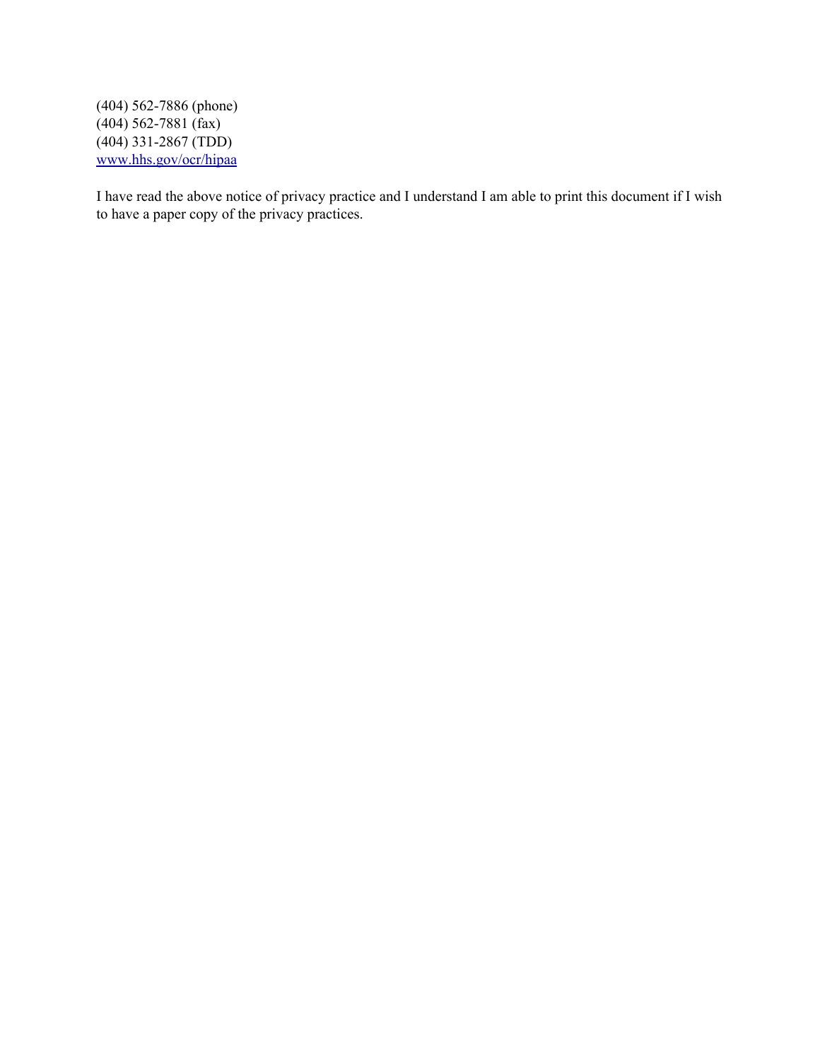(404) 562-7886 (phone)
(404) 562-7881 (fax)
(404) 331-2867 (TDD)
[www.hhs.gov/ocr/hipaa](http://www.hhs.gov/ocr/hipaa)

I have read the above notice of privacy practice and I understand I am able to print this document if I wish to have a paper copy of the privacy practices.